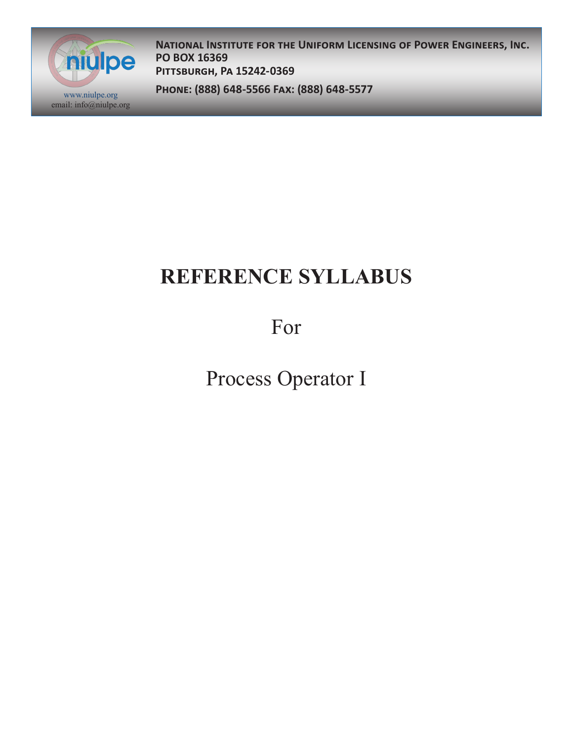www.niulpe.org
email: info@niulpe.org

**National Institute for the Uniform Licensing of Power Engineers, Inc.**
**PO BOX 16369**
**Pittsburgh, Pa 15242-0369**

**Phone: (888) 648-5566 Fax: (888) 648-5577**

# REFERENCE SYLLABUS

For

Process Operator I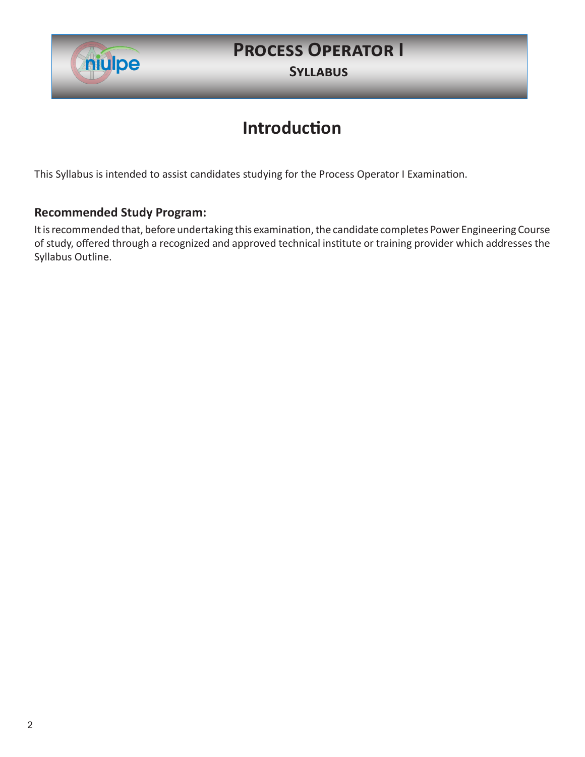# Introduction

This Syllabus is intended to assist candidates studying for the Process Operator I Examination.

### Recommended Study Program:

It is recommended that, before undertaking this examination, the candidate completes Power Engineering Course of study, offered through a recognized and approved technical institute or training provider which addresses the Syllabus Outline.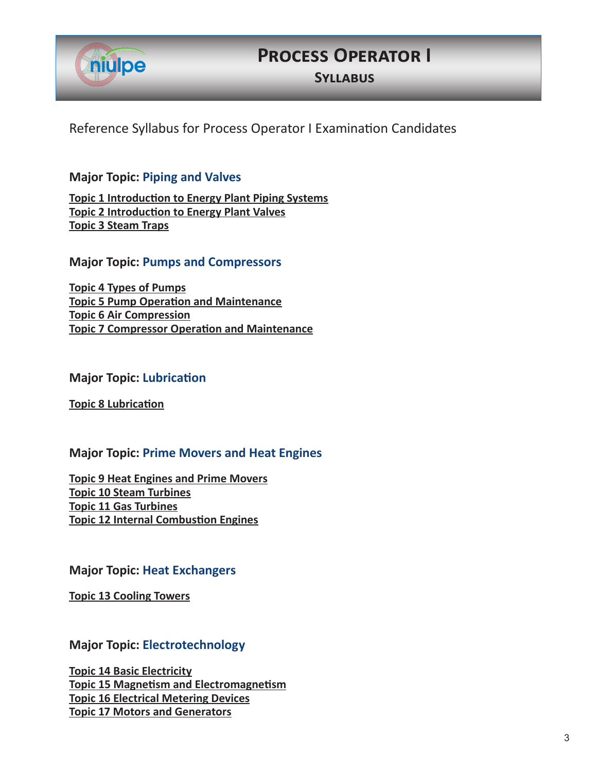# Process Operator I

## Syllabus

Reference Syllabus for Process Operator I Examination Candidates

**Major Topic: Piping and Valves**

**Topic 1 Introduction to Energy Plant Piping Systems**
**Topic 2 Introduction to Energy Plant Valves**
**Topic 3 Steam Traps**

**Major Topic: Pumps and Compressors**

**Topic 4 Types of Pumps**
**Topic 5 Pump Operation and Maintenance**
**Topic 6 Air Compression**
**Topic 7 Compressor Operation and Maintenance**

**Major Topic: Lubrication**

**Topic 8 Lubrication**

**Major Topic: Prime Movers and Heat Engines**

**Topic 9 Heat Engines and Prime Movers**
**Topic 10 Steam Turbines**
**Topic 11 Gas Turbines**
**Topic 12 Internal Combustion Engines**

**Major Topic: Heat Exchangers**

**Topic 13 Cooling Towers**

**Major Topic: Electrotechnology**

**Topic 14 Basic Electricity**
**Topic 15 Magnetism and Electromagnetism**
**Topic 16 Electrical Metering Devices**
**Topic 17 Motors and Generators**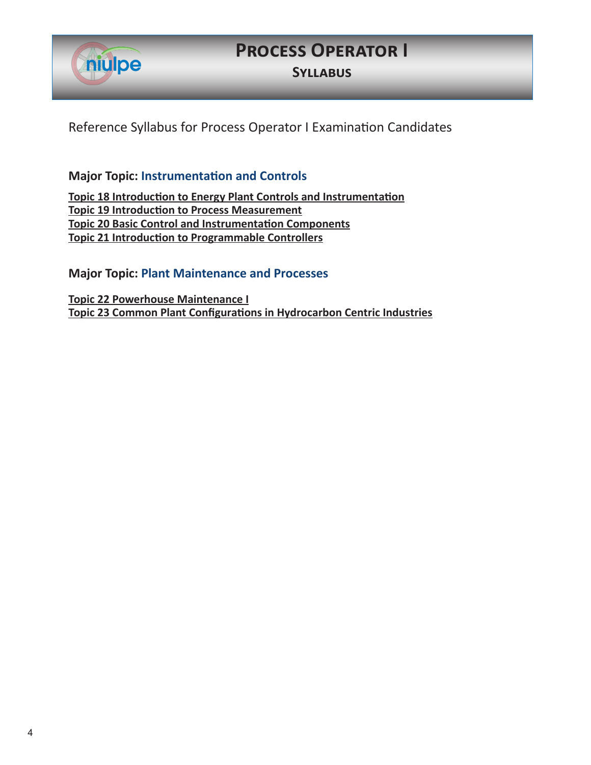# Process Operator I

## Syllabus

Reference Syllabus for Process Operator I Examination Candidates

### Major Topic: Instrumentation and Controls

**Topic 18 Introduction to Energy Plant Controls and Instrumentation**
**Topic 19 Introduction to Process Measurement**
**Topic 20 Basic Control and Instrumentation Components**
**Topic 21 Introduction to Programmable Controllers**

### Major Topic: Plant Maintenance and Processes

**Topic 22 Powerhouse Maintenance I**
**Topic 23 Common Plant Configurations in Hydrocarbon Centric Industries**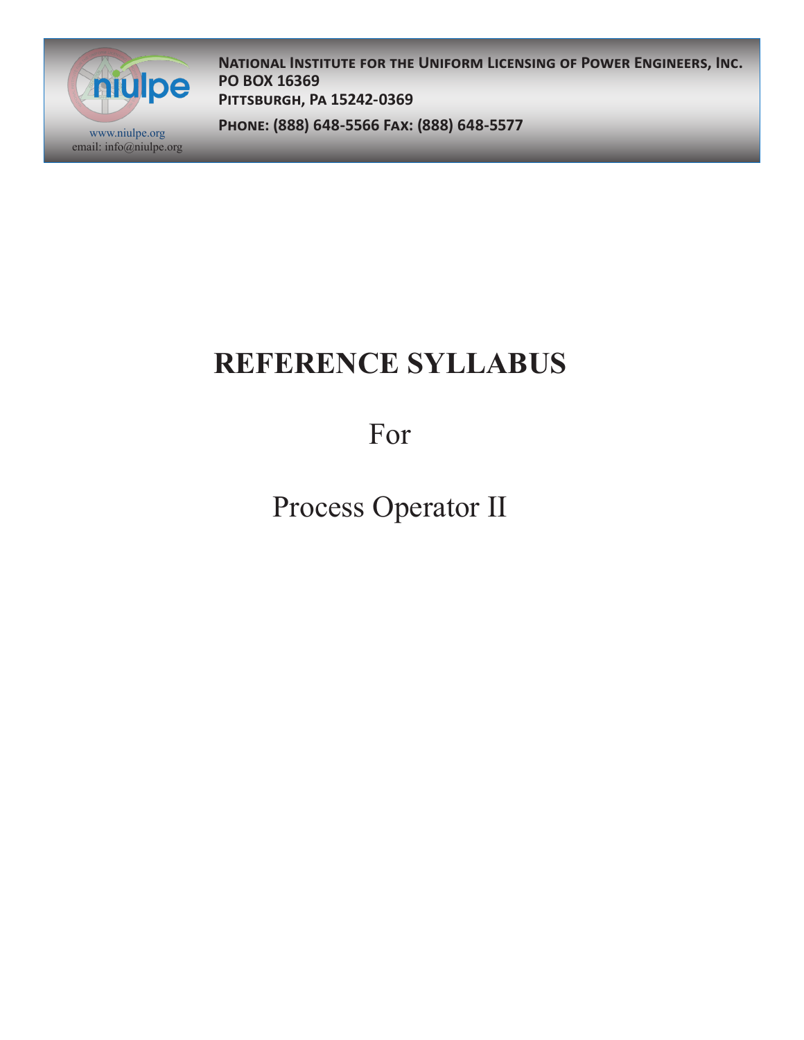**National Institute for the Uniform Licensing of Power Engineers, Inc.**
**PO BOX 16369**
**Pittsburgh, Pa 15242-0369**

**Phone: (888) 648-5566 Fax: (888) 648-5577**

www.niulpe.org
email: info@niulpe.org

# REFERENCE SYLLABUS

For

Process Operator II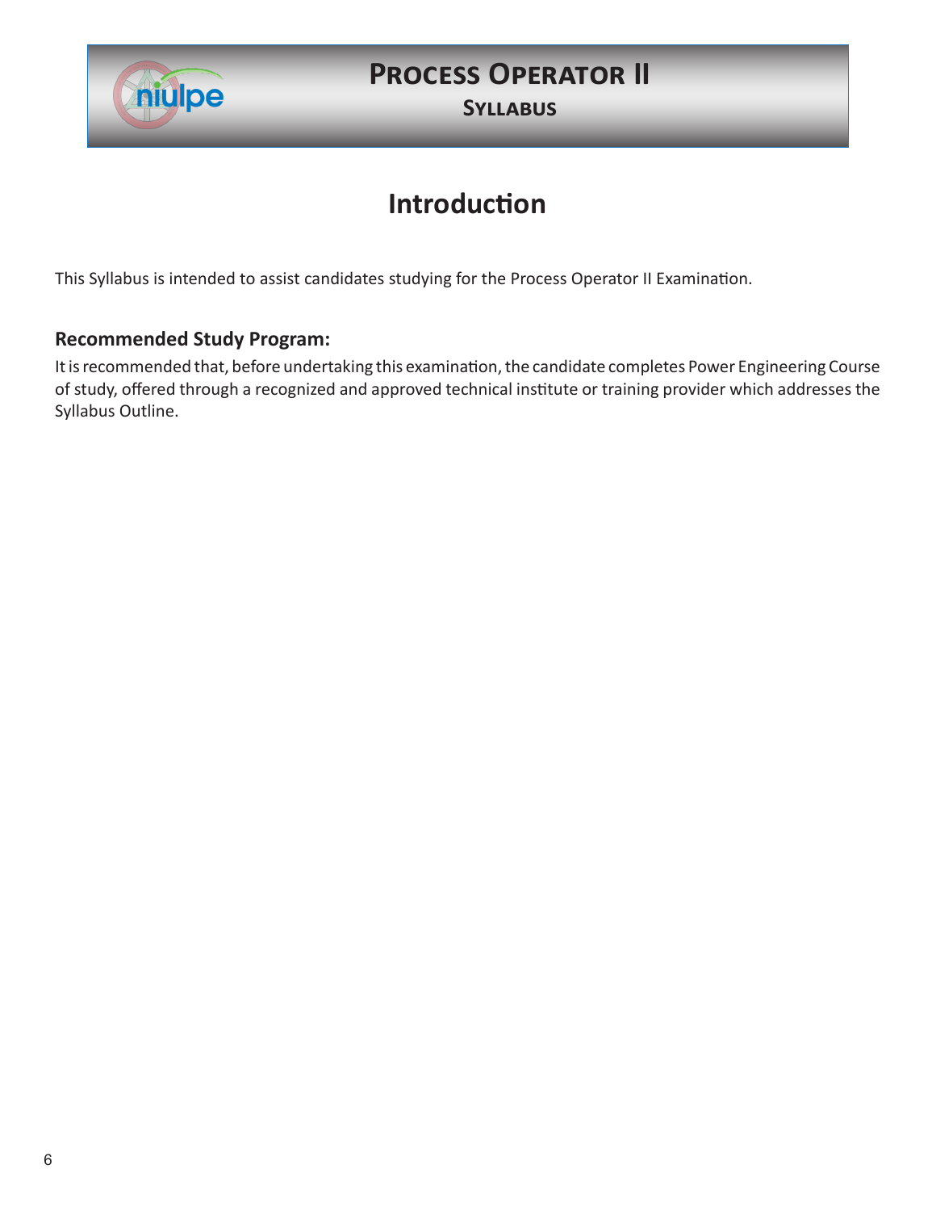# Introduction

This Syllabus is intended to assist candidates studying for the Process Operator II Examination.

### Recommended Study Program:

It is recommended that, before undertaking this examination, the candidate completes Power Engineering Course of study, offered through a recognized and approved technical institute or training provider which addresses the Syllabus Outline.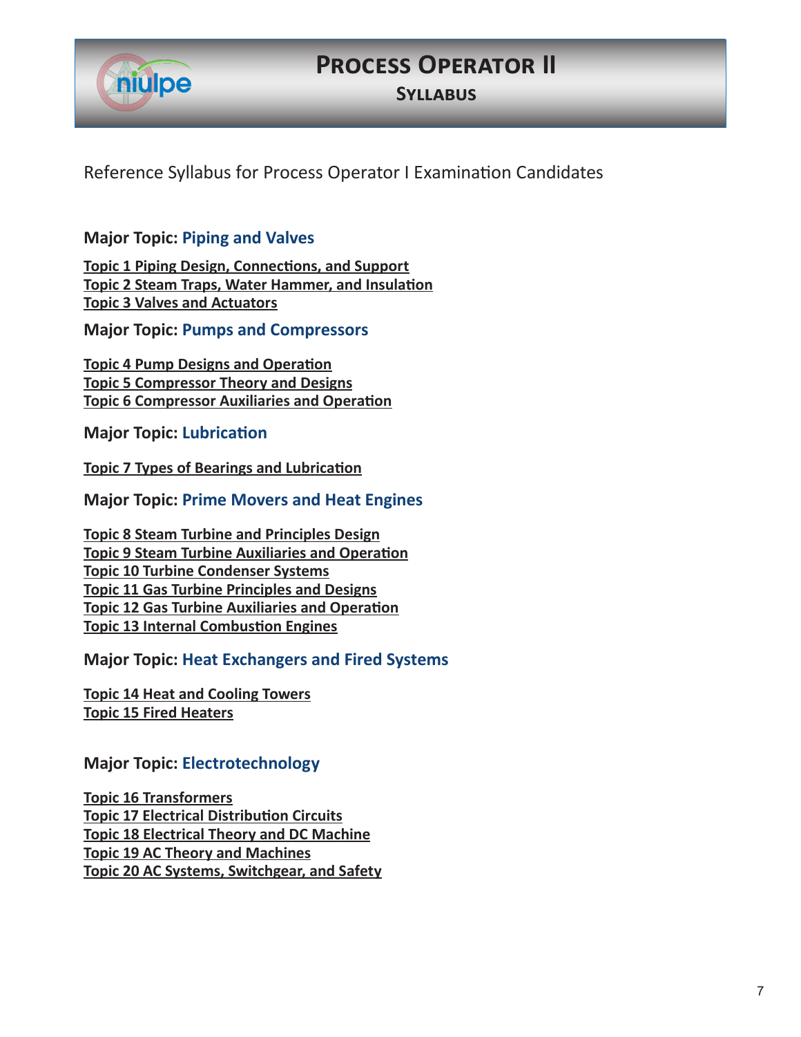# Process Operator II

## Syllabus

Reference Syllabus for Process Operator I Examination Candidates

### Major Topic: Piping and Valves

**Topic 1 Piping Design, Connections, and Support**
**Topic 2 Steam Traps, Water Hammer, and Insulation**
**Topic 3 Valves and Actuators**

### Major Topic: Pumps and Compressors

**Topic 4 Pump Designs and Operation**
**Topic 5 Compressor Theory and Designs**
**Topic 6 Compressor Auxiliaries and Operation**

### Major Topic: Lubrication

**Topic 7 Types of Bearings and Lubrication**

### Major Topic: Prime Movers and Heat Engines

**Topic 8 Steam Turbine and Principles Design**
**Topic 9 Steam Turbine Auxiliaries and Operation**
**Topic 10 Turbine Condenser Systems**
**Topic 11 Gas Turbine Principles and Designs**
**Topic 12 Gas Turbine Auxiliaries and Operation**
**Topic 13 Internal Combustion Engines**

### Major Topic: Heat Exchangers and Fired Systems

**Topic 14 Heat and Cooling Towers**
**Topic 15 Fired Heaters**

### Major Topic: Electrotechnology

**Topic 16 Transformers**
**Topic 17 Electrical Distribution Circuits**
**Topic 18 Electrical Theory and DC Machine**
**Topic 19 AC Theory and Machines**
**Topic 20 AC Systems, Switchgear, and Safety**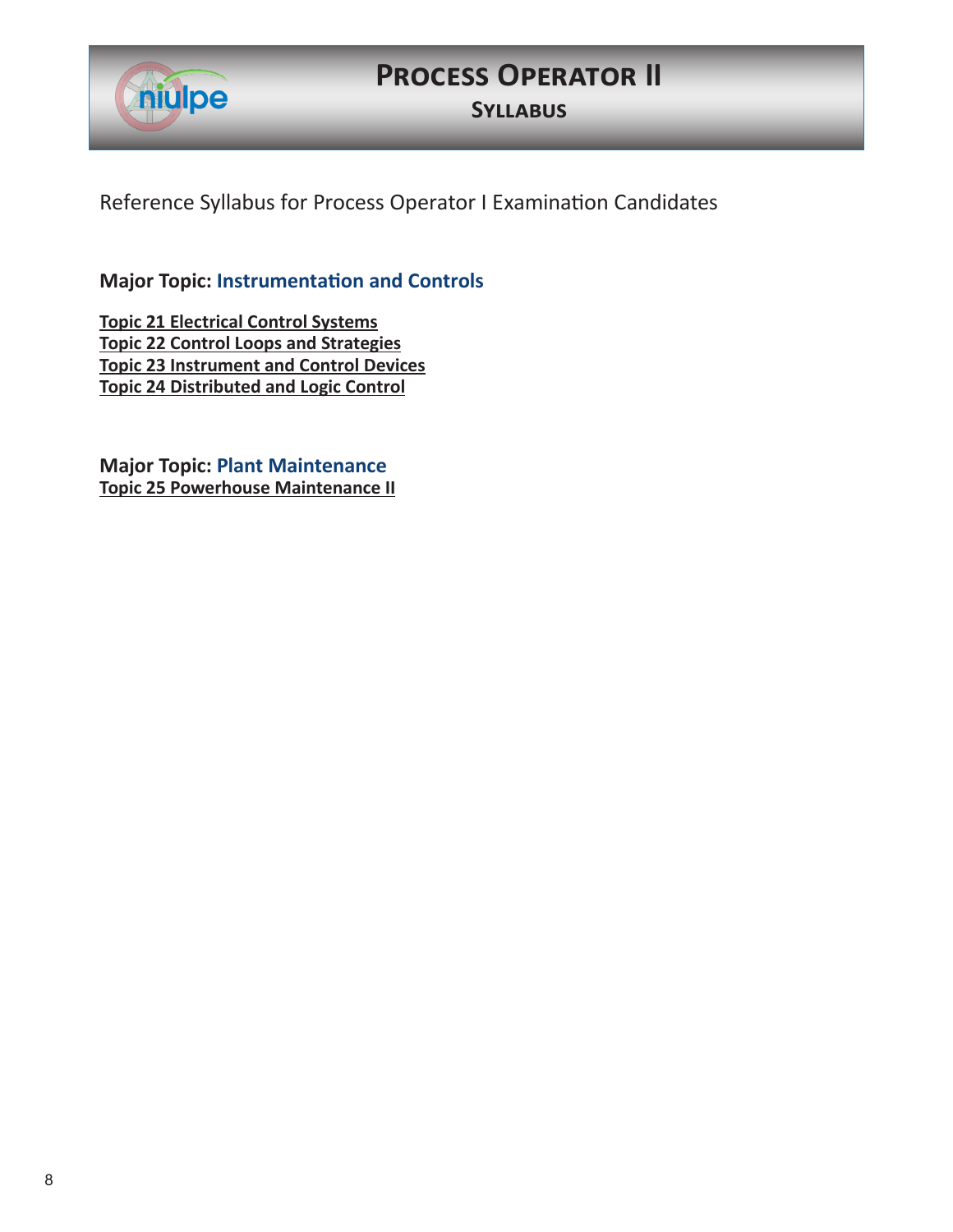# Process Operator II

## Syllabus

Reference Syllabus for Process Operator I Examination Candidates

**Major Topic: Instrumentation and Controls**

**Topic 21 Electrical Control Systems**
**Topic 22 Control Loops and Strategies**
**Topic 23 Instrument and Control Devices**
**Topic 24 Distributed and Logic Control**

**Major Topic: Plant Maintenance**
**Topic 25 Powerhouse Maintenance II**